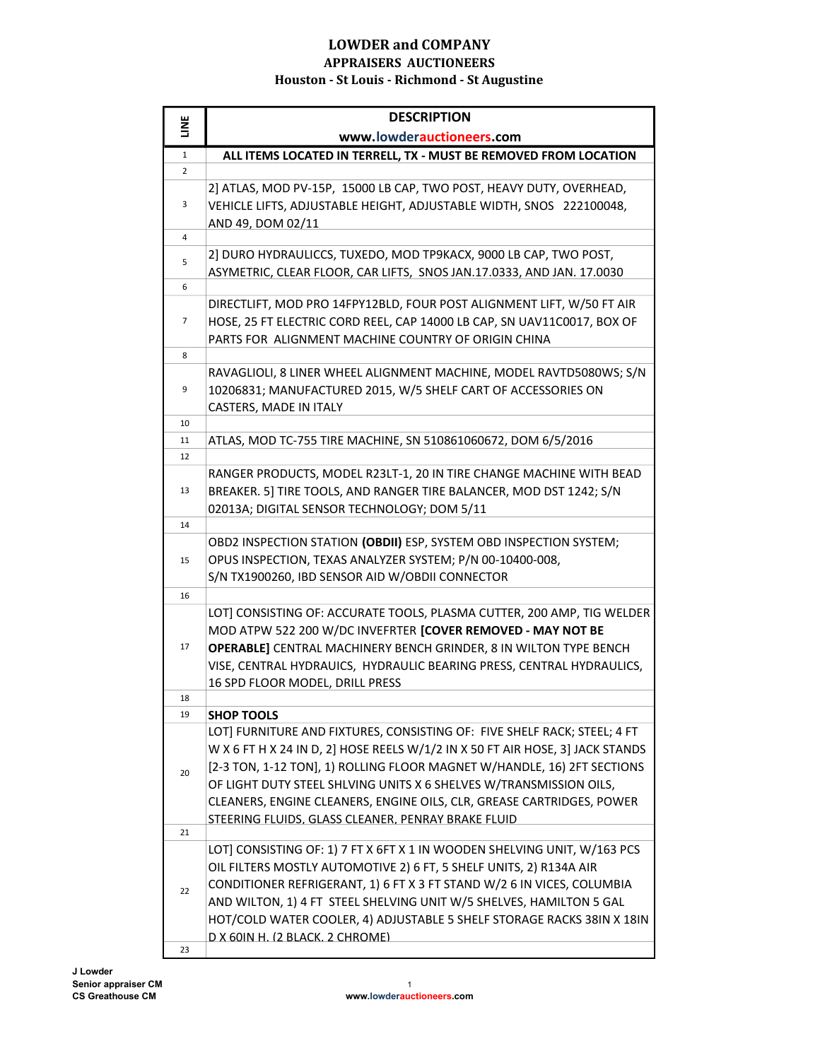# LOWDER and COMPANY

## APPRAISERS AUCTIONEERS

### Houston - St Louis - Richmond - St Augustine

| LINE | DESCRIPTION<br>www.lowderauctioneers.com |
|---|---|
| 1 | **ALL ITEMS LOCATED IN TERRELL, TX - MUST BE REMOVED FROM LOCATION** |
| 2 | |
| 3 | 2] ATLAS, MOD PV-15P, 15000 LB CAP, TWO POST, HEAVY DUTY, OVERHEAD, VEHICLE LIFTS, ADJUSTABLE HEIGHT, ADJUSTABLE WIDTH, SNOS 222100048, AND 49, DOM 02/11 |
| 4 | |
| 5 | 2] DURO HYDRAULICCS, TUXEDO, MOD TP9KACX, 9000 LB CAP, TWO POST, ASYMETRIC, CLEAR FLOOR, CAR LIFTS, SNOS JAN.17.0333, AND JAN. 17.0030 |
| 6 | |
| 7 | DIRECTLIFT, MOD PRO 14FPY12BLD, FOUR POST ALIGNMENT LIFT, W/50 FT AIR HOSE, 25 FT ELECTRIC CORD REEL, CAP 14000 LB CAP, SN UAV11C0017, BOX OF PARTS FOR ALIGNMENT MACHINE COUNTRY OF ORIGIN CHINA |
| 8 | |
| 9 | RAVAGLIOLI, 8 LINER WHEEL ALIGNMENT MACHINE, MODEL RAVTD5080WS; S/N 10206831; MANUFACTURED 2015, W/5 SHELF CART OF ACCESSORIES ON CASTERS, MADE IN ITALY |
| 10 | |
| 11 | ATLAS, MOD TC-755 TIRE MACHINE, SN 510861060672, DOM 6/5/2016 |
| 12 | |
| 13 | RANGER PRODUCTS, MODEL R23LT-1, 20 IN TIRE CHANGE MACHINE WITH BEAD BREAKER. 5] TIRE TOOLS, AND RANGER TIRE BALANCER, MOD DST 1242; S/N 02013A; DIGITAL SENSOR TECHNOLOGY; DOM 5/11 |
| 14 | |
| 15 | OBD2 INSPECTION STATION **(OBDII)** ESP, SYSTEM OBD INSPECTION SYSTEM; OPUS INSPECTION, TEXAS ANALYZER SYSTEM; P/N 00-10400-008, S/N TX1900260, IBD SENSOR AID W/OBDII CONNECTOR |
| 16 | |
| 17 | LOT] CONSISTING OF: ACCURATE TOOLS, PLASMA CUTTER, 200 AMP, TIG WELDER MOD ATPW 522 200 W/DC INVEFRTER **[COVER REMOVED - MAY NOT BE OPERABLE]** CENTRAL MACHINERY BENCH GRINDER, 8 IN WILTON TYPE BENCH VISE, CENTRAL HYDRAUICS, HYDRAULIC BEARING PRESS, CENTRAL HYDRAULICS, 16 SPD FLOOR MODEL, DRILL PRESS |
| 18 | |
| 19 | **SHOP TOOLS** |
| 20 | LOT] FURNITURE AND FIXTURES, CONSISTING OF: FIVE SHELF RACK; STEEL; 4 FT W X 6 FT H X 24 IN D, 2] HOSE REELS W/1/2 IN X 50 FT AIR HOSE, 3] JACK STANDS [2-3 TON, 1-12 TON], 1) ROLLING FLOOR MAGNET W/HANDLE, 16) 2FT SECTIONS OF LIGHT DUTY STEEL SHLVING UNITS X 6 SHELVES W/TRANSMISSION OILS, CLEANERS, ENGINE CLEANERS, ENGINE OILS, CLR, GREASE CARTRIDGES, POWER STEERING FLUIDS, GLASS CLEANER, PENRAY BRAKE FLUID |
| 21 | |
| 22 | LOT] CONSISTING OF: 1) 7 FT X 6FT X 1 IN WOODEN SHELVING UNIT, W/163 PCS OIL FILTERS MOSTLY AUTOMOTIVE 2) 6 FT, 5 SHELF UNITS, 2) R134A AIR CONDITIONER REFRIGERANT, 1) 6 FT X 3 FT STAND W/2 6 IN VICES, COLUMBIA AND WILTON, 1) 4 FT STEEL SHELVING UNIT W/5 SHELVES, HAMILTON 5 GAL HOT/COLD WATER COOLER, 4) ADJUSTABLE 5 SHELF STORAGE RACKS 38IN X 18IN D X 60IN H. (2 BLACK, 2 CHROME) |
| 23 | |

J Lowder
Senior appraiser CM
CS Greathouse CM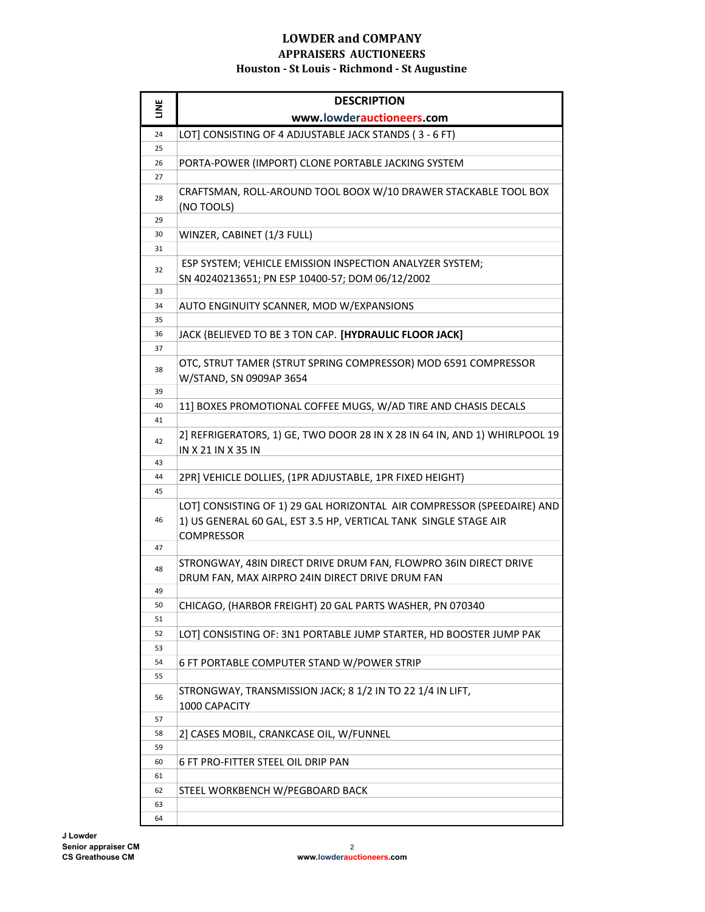# LOWDER and COMPANY

## APPRAISERS AUCTIONEERS

### Houston - St Louis - Richmond - St Augustine

| LINE | DESCRIPTION<br>www.lowderauctioneers.com |
|---|---|
| 24 | LOT] CONSISTING OF 4 ADJUSTABLE JACK STANDS ( 3 - 6 FT) |
| 25 | |
| 26 | PORTA-POWER (IMPORT) CLONE PORTABLE JACKING SYSTEM |
| 27 | |
| 28 | CRAFTSMAN, ROLL-AROUND TOOL BOOX W/10 DRAWER STACKABLE TOOL BOX (NO TOOLS) |
| 29 | |
| 30 | WINZER, CABINET (1/3 FULL) |
| 31 | |
| 32 | ESP SYSTEM; VEHICLE EMISSION INSPECTION ANALYZER SYSTEM; SN 40240213651; PN ESP 10400-57; DOM 06/12/2002 |
| 33 | |
| 34 | AUTO ENGINUITY SCANNER, MOD W/EXPANSIONS |
| 35 | |
| 36 | JACK (BELIEVED TO BE 3 TON CAP. **[HYDRAULIC FLOOR JACK]** |
| 37 | |
| 38 | OTC, STRUT TAMER (STRUT SPRING COMPRESSOR) MOD 6591 COMPRESSOR W/STAND, SN 0909AP 3654 |
| 39 | |
| 40 | 11] BOXES PROMOTIONAL COFFEE MUGS, W/AD TIRE AND CHASIS DECALS |
| 41 | |
| 42 | 2] REFRIGERATORS, 1) GE, TWO DOOR 28 IN X 28 IN 64 IN, AND 1) WHIRLPOOL 19 IN X 21 IN X 35 IN |
| 43 | |
| 44 | 2PR] VEHICLE DOLLIES, (1PR ADJUSTABLE, 1PR FIXED HEIGHT) |
| 45 | |
| 46 | LOT] CONSISTING OF 1) 29 GAL HORIZONTAL AIR COMPRESSOR (SPEEDAIRE) AND 1) US GENERAL 60 GAL, EST 3.5 HP, VERTICAL TANK SINGLE STAGE AIR COMPRESSOR |
| 47 | |
| 48 | STRONGWAY, 48IN DIRECT DRIVE DRUM FAN, FLOWPRO 36IN DIRECT DRIVE DRUM FAN, MAX AIRPRO 24IN DIRECT DRIVE DRUM FAN |
| 49 | |
| 50 | CHICAGO, (HARBOR FREIGHT) 20 GAL PARTS WASHER, PN 070340 |
| 51 | |
| 52 | LOT] CONSISTING OF: 3N1 PORTABLE JUMP STARTER, HD BOOSTER JUMP PAK |
| 53 | |
| 54 | 6 FT PORTABLE COMPUTER STAND W/POWER STRIP |
| 55 | |
| 56 | STRONGWAY, TRANSMISSION JACK; 8 1/2 IN TO 22 1/4 IN LIFT, 1000 CAPACITY |
| 57 | |
| 58 | 2] CASES MOBIL, CRANKCASE OIL, W/FUNNEL |
| 59 | |
| 60 | 6 FT PRO-FITTER STEEL OIL DRIP PAN |
| 61 | |
| 62 | STEEL WORKBENCH W/PEGBOARD BACK |
| 63 | |
| 64 | |

J Lowder
Senior appraiser CM
CS Greathouse CM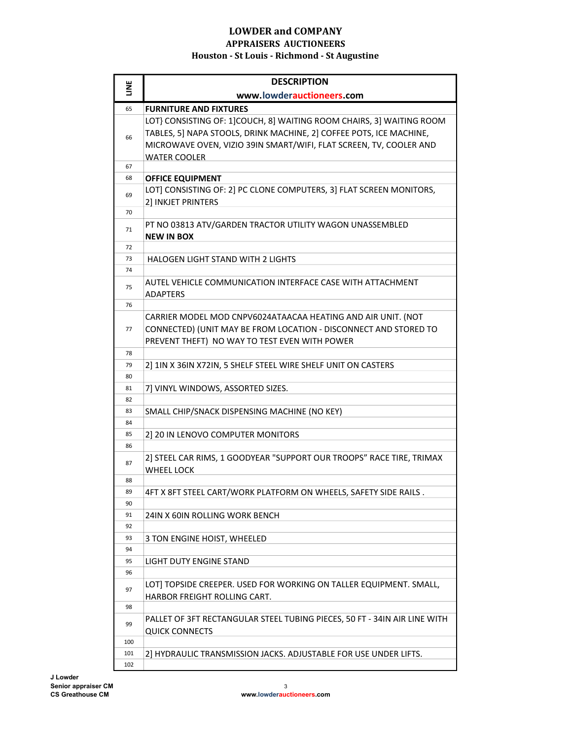# LOWDER and COMPANY

## APPRAISERS AUCTIONEERS

### Houston - St Louis - Richmond - St Augustine

| LINE | DESCRIPTION<br>www.lowderauctioneers.com |
|---|---|
| 65 | **FURNITURE AND FIXTURES** |
| 66 | LOT} CONSISTING OF: 1]COUCH, 8] WAITING ROOM CHAIRS, 3] WAITING ROOM TABLES, 5] NAPA STOOLS, DRINK MACHINE, 2] COFFEE POTS, ICE MACHINE, MICROWAVE OVEN, VIZIO 39IN SMART/WIFI, FLAT SCREEN, TV, COOLER AND WATER COOLER |
| 67 | |
| 68 | **OFFICE EQUIPMENT** |
| 69 | LOT] CONSISTING OF: 2] PC CLONE COMPUTERS, 3] FLAT SCREEN MONITORS, 2] INKJET PRINTERS |
| 70 | |
| 71 | PT NO 03813 ATV/GARDEN TRACTOR UTILITY WAGON UNASSEMBLED **NEW IN BOX** |
| 72 | |
| 73 | HALOGEN LIGHT STAND WITH 2 LIGHTS |
| 74 | |
| 75 | AUTEL VEHICLE COMMUNICATION INTERFACE CASE WITH ATTACHMENT ADAPTERS |
| 76 | |
| 77 | CARRIER MODEL MOD CNPV6024ATAACAA HEATING AND AIR UNIT. (NOT CONNECTED) (UNIT MAY BE FROM LOCATION - DISCONNECT AND STORED TO PREVENT THEFT) NO WAY TO TEST EVEN WITH POWER |
| 78 | |
| 79 | 2] 1IN X 36IN X72IN, 5 SHELF STEEL WIRE SHELF UNIT ON CASTERS |
| 80 | |
| 81 | 7] VINYL WINDOWS, ASSORTED SIZES. |
| 82 | |
| 83 | SMALL CHIP/SNACK DISPENSING MACHINE (NO KEY) |
| 84 | |
| 85 | 2] 20 IN LENOVO COMPUTER MONITORS |
| 86 | |
| 87 | 2] STEEL CAR RIMS, 1 GOODYEAR "SUPPORT OUR TROOPS" RACE TIRE, TRIMAX WHEEL LOCK |
| 88 | |
| 89 | 4FT X 8FT STEEL CART/WORK PLATFORM ON WHEELS, SAFETY SIDE RAILS . |
| 90 | |
| 91 | 24IN X 60IN ROLLING WORK BENCH |
| 92 | |
| 93 | 3 TON ENGINE HOIST, WHEELED |
| 94 | |
| 95 | LIGHT DUTY ENGINE STAND |
| 96 | |
| 97 | LOT] TOPSIDE CREEPER. USED FOR WORKING ON TALLER EQUIPMENT. SMALL, HARBOR FREIGHT ROLLING CART. |
| 98 | |
| 99 | PALLET OF 3FT RECTANGULAR STEEL TUBING PIECES, 50 FT - 34IN AIR LINE WITH QUICK CONNECTS |
| 100 | |
| 101 | 2] HYDRAULIC TRANSMISSION JACKS. ADJUSTABLE FOR USE UNDER LIFTS. |
| 102 | |

J Lowder
Senior appraiser CM
CS Greathouse CM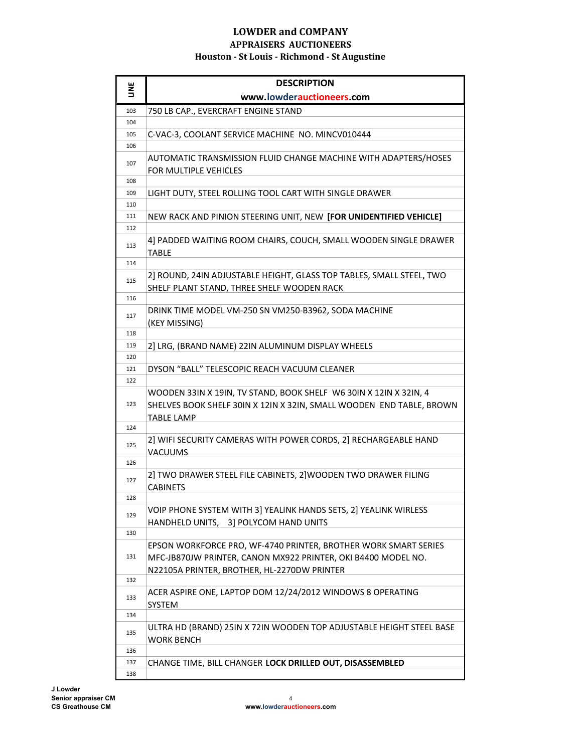# LOWDER and COMPANY

## APPRAISERS AUCTIONEERS

### Houston - St Louis - Richmond - St Augustine

| LINE | DESCRIPTION<br>www.lowderauctioneers.com |
|---|---|
| 103 | 750 LB CAP., EVERCRAFT ENGINE STAND |
| 104 | |
| 105 | C-VAC-3, COOLANT SERVICE MACHINE NO. MINCV010444 |
| 106 | |
| 107 | AUTOMATIC TRANSMISSION FLUID CHANGE MACHINE WITH ADAPTERS/HOSES FOR MULTIPLE VEHICLES |
| 108 | |
| 109 | LIGHT DUTY, STEEL ROLLING TOOL CART WITH SINGLE DRAWER |
| 110 | |
| 111 | NEW RACK AND PINION STEERING UNIT, NEW **[FOR UNIDENTIFIED VEHICLE]** |
| 112 | |
| 113 | 4] PADDED WAITING ROOM CHAIRS, COUCH, SMALL WOODEN SINGLE DRAWER TABLE |
| 114 | |
| 115 | 2] ROUND, 24IN ADJUSTABLE HEIGHT, GLASS TOP TABLES, SMALL STEEL, TWO SHELF PLANT STAND, THREE SHELF WOODEN RACK |
| 116 | |
| 117 | DRINK TIME MODEL VM-250 SN VM250-B3962, SODA MACHINE (KEY MISSING) |
| 118 | |
| 119 | 2] LRG, (BRAND NAME) 22IN ALUMINUM DISPLAY WHEELS |
| 120 | |
| 121 | DYSON "BALL" TELESCOPIC REACH VACUUM CLEANER |
| 122 | |
| 123 | WOODEN 33IN X 19IN, TV STAND, BOOK SHELF W6 30IN X 12IN X 32IN, 4 SHELVES BOOK SHELF 30IN X 12IN X 32IN, SMALL WOODEN END TABLE, BROWN TABLE LAMP |
| 124 | |
| 125 | 2] WIFI SECURITY CAMERAS WITH POWER CORDS, 2] RECHARGEABLE HAND VACUUMS |
| 126 | |
| 127 | 2] TWO DRAWER STEEL FILE CABINETS, 2]WOODEN TWO DRAWER FILING CABINETS |
| 128 | |
| 129 | VOIP PHONE SYSTEM WITH 3] YEALINK HANDS SETS, 2] YEALINK WIRLESS HANDHELD UNITS, 3] POLYCOM HAND UNITS |
| 130 | |
| 131 | EPSON WORKFORCE PRO, WF-4740 PRINTER, BROTHER WORK SMART SERIES MFC-JB870JW PRINTER, CANON MX922 PRINTER, OKI B4400 MODEL NO. N22105A PRINTER, BROTHER, HL-2270DW PRINTER |
| 132 | |
| 133 | ACER ASPIRE ONE, LAPTOP DOM 12/24/2012 WINDOWS 8 OPERATING SYSTEM |
| 134 | |
| 135 | ULTRA HD (BRAND) 25IN X 72IN WOODEN TOP ADJUSTABLE HEIGHT STEEL BASE WORK BENCH |
| 136 | |
| 137 | CHANGE TIME, BILL CHANGER **LOCK DRILLED OUT, DISASSEMBLED** |
| 138 | |

J Lowder
Senior appraiser CM
CS Greathouse CM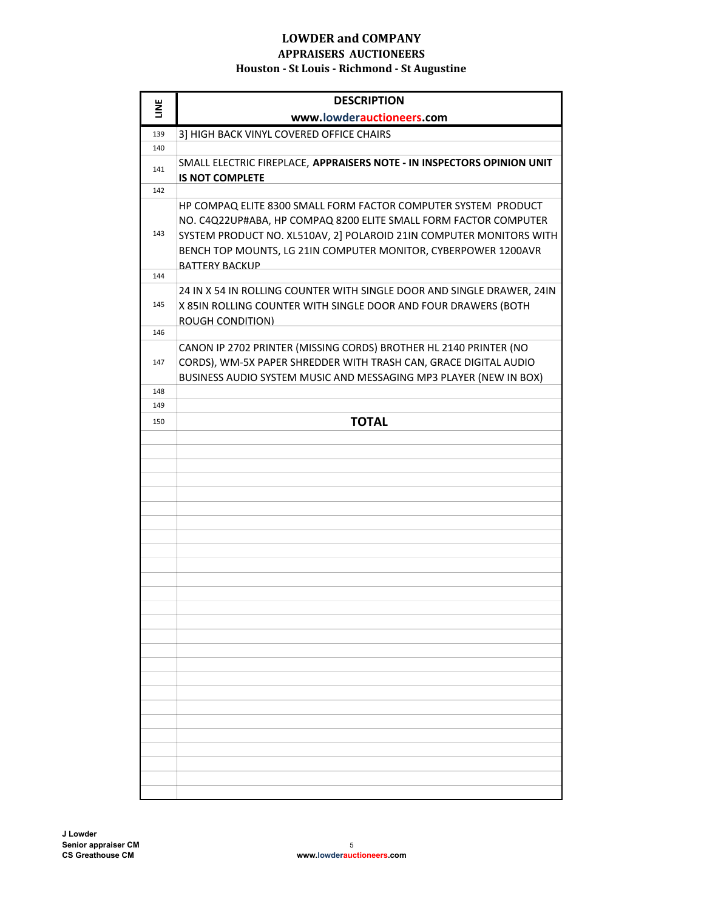# LOWDER and COMPANY

## APPRAISERS AUCTIONEERS

### Houston - St Louis - Richmond - St Augustine

| LINE | DESCRIPTION<br>www.lowderauctioneers.com |
|---|---|
| 139 | 3] HIGH BACK VINYL COVERED OFFICE CHAIRS |
| 140 | |
| 141 | SMALL ELECTRIC FIREPLACE, **APPRAISERS NOTE - IN INSPECTORS OPINION UNIT IS NOT COMPLETE** |
| 142 | |
| 143 | HP COMPAQ ELITE 8300 SMALL FORM FACTOR COMPUTER SYSTEM PRODUCT NO. C4Q22UP#ABA, HP COMPAQ 8200 ELITE SMALL FORM FACTOR COMPUTER SYSTEM PRODUCT NO. XL510AV, 2] POLAROID 21IN COMPUTER MONITORS WITH BENCH TOP MOUNTS, LG 21IN COMPUTER MONITOR, CYBERPOWER 1200AVR BATTERY BACKUP |
| 144 | |
| 145 | 24 IN X 54 IN ROLLING COUNTER WITH SINGLE DOOR AND SINGLE DRAWER, 24IN X 85IN ROLLING COUNTER WITH SINGLE DOOR AND FOUR DRAWERS (BOTH ROUGH CONDITION) |
| 146 | |
| 147 | CANON IP 2702 PRINTER (MISSING CORDS) BROTHER HL 2140 PRINTER (NO CORDS), WM-5X PAPER SHREDDER WITH TRASH CAN, GRACE DIGITAL AUDIO BUSINESS AUDIO SYSTEM MUSIC AND MESSAGING MP3 PLAYER (NEW IN BOX) |
| 148 | |
| 149 | |
| 150 | **TOTAL** |

J Lowder
Senior appraiser CM
CS Greathouse CM